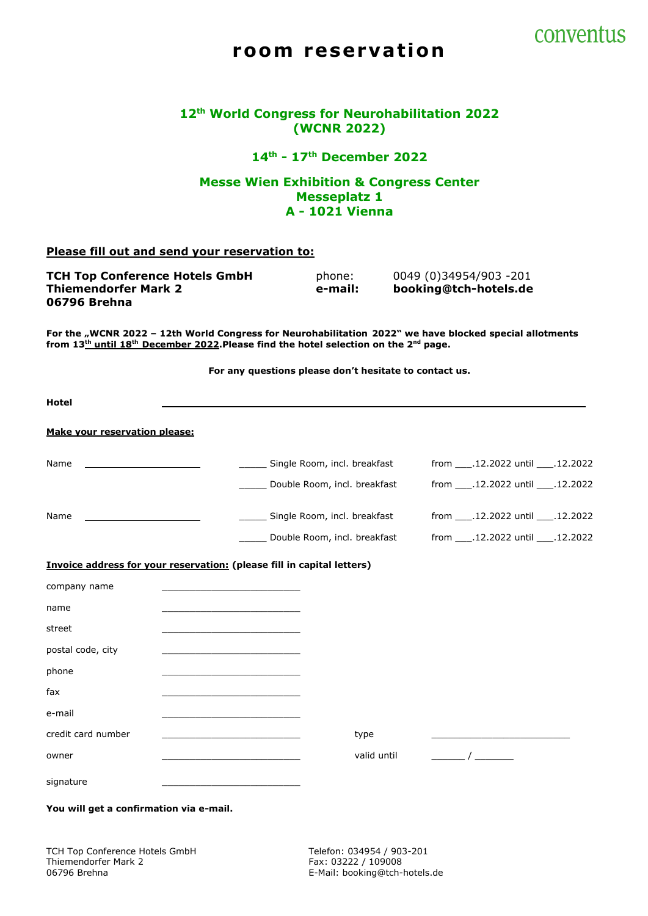conventus

# room reservation

## 12th World Congress for Neurohabilitation 2022 (WCNR 2022)

## 14th - 17th December 2022

## Messe Wien Exhibition & Congress Center
## Messeplatz 1
## A - 1021 Vienna

**Please fill out and send your reservation to:**

**TCH Top Conference Hotels GmbH**
**Thiemendorfer Mark 2**
**06796 Brehna**

phone: 0049 (0)34954/903 -201
**e-mail: booking@tch-hotels.de**

**For the „WCNR 2022 – 12th World Congress for Neurohabilitation 2022" we have blocked special allotments from 13th until 18th December 2022. Please find the hotel selection on the 2nd page.**

**For any questions please don't hesitate to contact us.**

**Hotel** ____________________________________________

**Make your reservation please:**

Name ______________________ _____ Single Room, incl. breakfast from ___.12.2022 until ___.12.2022

_____ Double Room, incl. breakfast from ___.12.2022 until ___.12.2022

Name ______________________ _____ Single Room, incl. breakfast from ___.12.2022 until ___.12.2022

_____ Double Room, incl. breakfast from ___.12.2022 until ___.12.2022

**Invoice address for your reservation: (please fill in capital letters)**

company name __________________________

name __________________________

street __________________________

postal code, city __________________________

phone __________________________

fax __________________________

e-mail __________________________

credit card number __________________________ type __________________________

owner __________________________ valid until ______ / _______

signature __________________________

**You will get a confirmation via e-mail.**

TCH Top Conference Hotels GmbH
Thiemendorfer Mark 2
06796 Brehna

Telefon: 034954 / 903-201
Fax: 03222 / 109008
E-Mail: booking@tch-hotels.de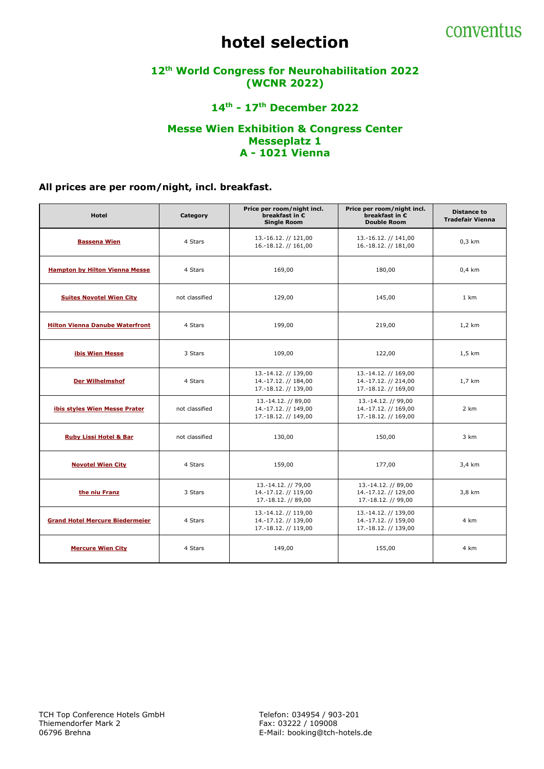conventus

# hotel selection

## 12th World Congress for Neurohabilitation 2022 (WCNR 2022)

## 14th - 17th December 2022

## Messe Wien Exhibition & Congress Center
## Messeplatz 1
## A - 1021 Vienna

**All prices are per room/night, incl. breakfast.**

| Hotel | Category | Price per room/night incl. breakfast in € Single Room | Price per room/night incl. breakfast in € Double Room | Distance to Tradefair Vienna |
|---|---|---|---|---|
| Bassena Wien | 4 Stars | 13.-16.12. // 121,00<br>16.-18.12. // 161,00 | 13.-16.12. // 141,00<br>16.-18.12. // 181,00 | 0,3 km |
| Hampton by Hilton Vienna Messe | 4 Stars | 169,00 | 180,00 | 0,4 km |
| Suites Novotel Wien City | not classified | 129,00 | 145,00 | 1 km |
| Hilton Vienna Danube Waterfront | 4 Stars | 199,00 | 219,00 | 1,2 km |
| ibis Wien Messe | 3 Stars | 109,00 | 122,00 | 1,5 km |
| Der Wilhelmshof | 4 Stars | 13.-14.12. // 139,00<br>14.-17.12. // 184,00<br>17.-18.12. // 139,00 | 13.-14.12. // 169,00<br>14.-17.12. // 214,00<br>17.-18.12. // 169,00 | 1,7 km |
| ibis styles Wien Messe Prater | not classified | 13.-14.12. // 89,00<br>14.-17.12. // 149,00<br>17.-18.12. // 149,00 | 13.-14.12. // 99,00<br>14.-17.12. // 169,00<br>17.-18.12. // 169,00 | 2 km |
| Ruby Lissi Hotel & Bar | not classified | 130,00 | 150,00 | 3 km |
| Novotel Wien City | 4 Stars | 159,00 | 177,00 | 3,4 km |
| the niu Franz | 3 Stars | 13.-14.12. // 79,00<br>14.-17.12. // 119,00<br>17.-18.12. // 89,00 | 13.-14.12. // 89,00<br>14.-17.12. // 129,00<br>17.-18.12. // 99,00 | 3,8 km |
| Grand Hotel Mercure Biedermeier | 4 Stars | 13.-14.12. // 119,00<br>14.-17.12. // 139,00<br>17.-18.12. // 119,00 | 13.-14.12. // 139,00<br>14.-17.12. // 159,00<br>17.-18.12. // 139,00 | 4 km |
| Mercure Wien City | 4 Stars | 149,00 | 155,00 | 4 km |

TCH Top Conference Hotels GmbH
Thiemendorfer Mark 2
06796 Brehna

Telefon: 034954 / 903-201
Fax: 03222 / 109008
E-Mail: booking@tch-hotels.de